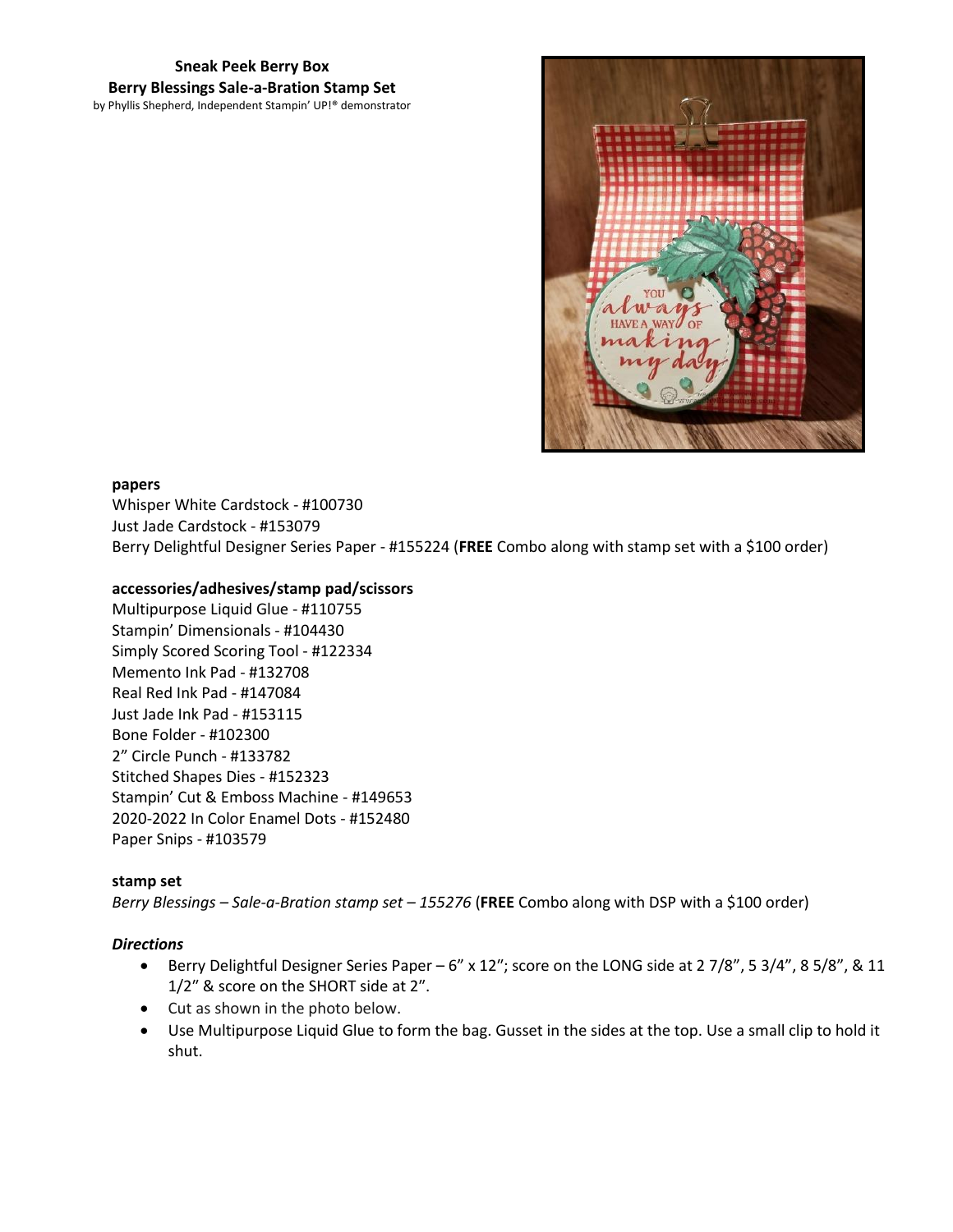**Sneak Peek Berry Box**
**Berry Blessings Sale-a-Bration Stamp Set**
by Phyllis Shepherd, Independent Stampin' UP!® demonstrator

**papers**

Whisper White Cardstock - #100730
Just Jade Cardstock - #153079
Berry Delightful Designer Series Paper - #155224 (**FREE** Combo along with stamp set with a $100 order)

**accessories/adhesives/stamp pad/scissors**

Multipurpose Liquid Glue - #110755
Stampin' Dimensionals - #104430
Simply Scored Scoring Tool - #122334
Memento Ink Pad - #132708
Real Red Ink Pad - #147084
Just Jade Ink Pad - #153115
Bone Folder - #102300
2" Circle Punch - #133782
Stitched Shapes Dies - #152323
Stampin' Cut & Emboss Machine - #149653
2020-2022 In Color Enamel Dots - #152480
Paper Snips - #103579

**stamp set**

*Berry Blessings – Sale-a-Bration stamp set – 155276* (**FREE** Combo along with DSP with a $100 order)

***Directions***

- Berry Delightful Designer Series Paper – 6" x 12"; score on the LONG side at 2 7/8", 5 3/4", 8 5/8", & 11 1/2" & score on the SHORT side at 2".
- Cut as shown in the photo below.
- Use Multipurpose Liquid Glue to form the bag. Gusset in the sides at the top. Use a small clip to hold it shut.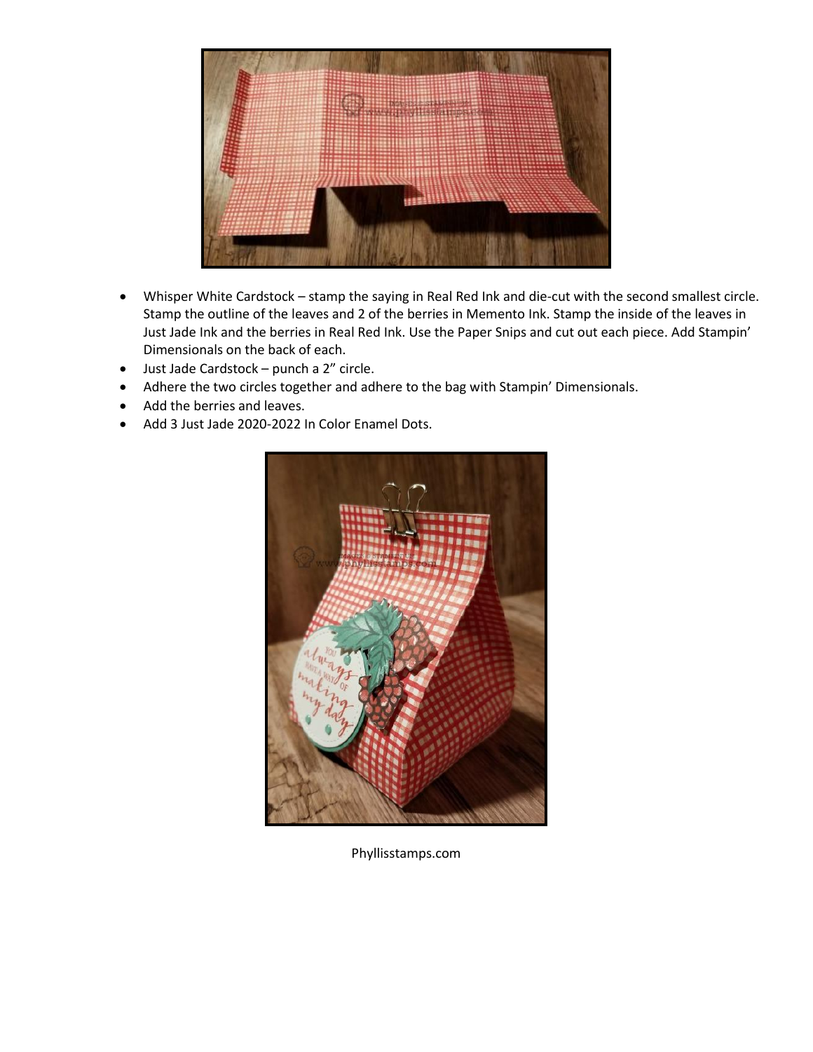- Whisper White Cardstock – stamp the saying in Real Red Ink and die-cut with the second smallest circle. Stamp the outline of the leaves and 2 of the berries in Memento Ink. Stamp the inside of the leaves in Just Jade Ink and the berries in Real Red Ink. Use the Paper Snips and cut out each piece. Add Stampin' Dimensionals on the back of each.
- Just Jade Cardstock – punch a 2" circle.
- Adhere the two circles together and adhere to the bag with Stampin' Dimensionals.
- Add the berries and leaves.
- Add 3 Just Jade 2020-2022 In Color Enamel Dots.

Phyllisstamps.com